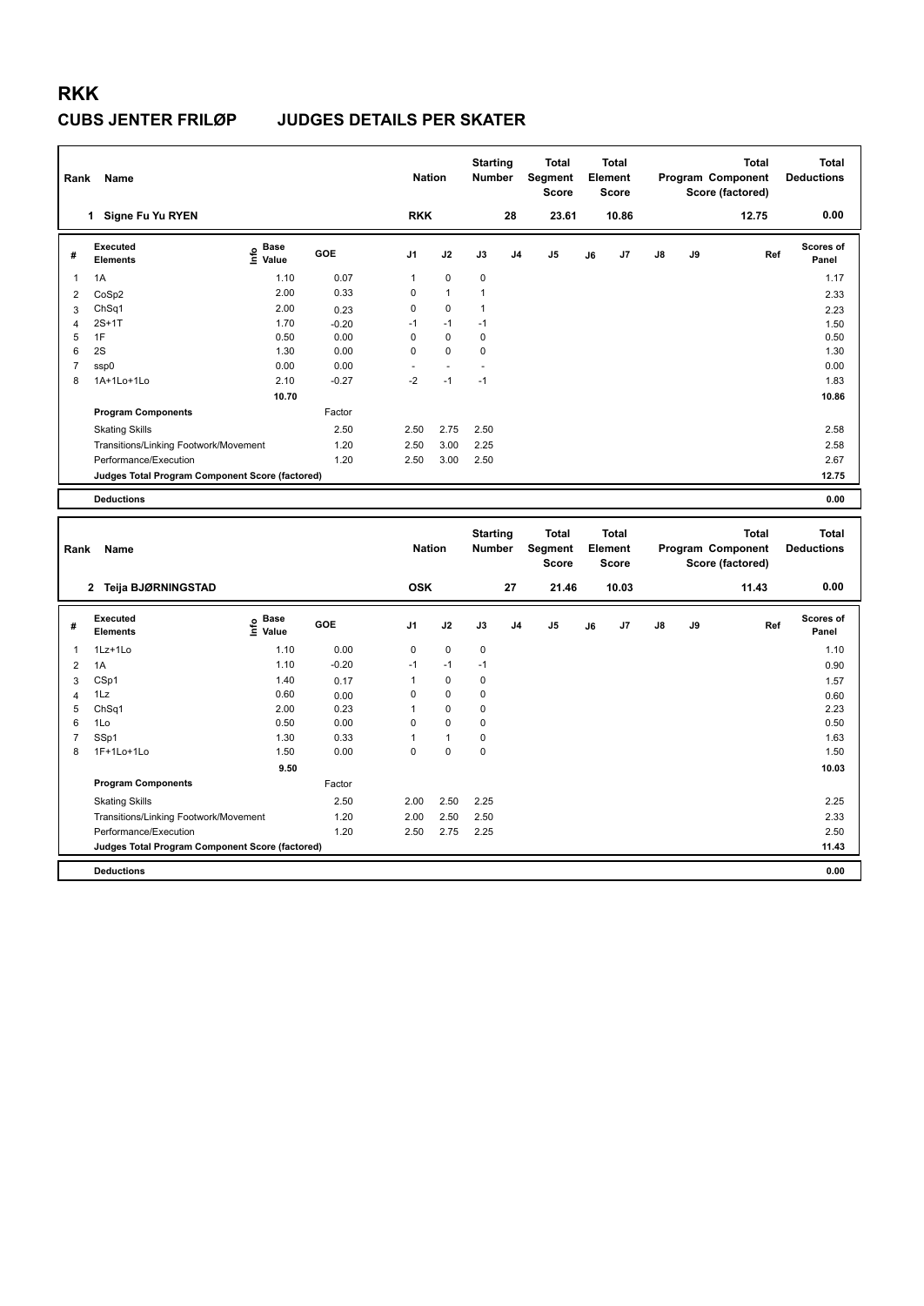# RKK

## CUBS JENTER FRILØP JUDGES DETAILS PER SKATER

| Rank | Name | Nation | Starting Number | Total Segment Score | Total Element Score | Total Program Component Score (factored) | Total Deductions |
|---|---|---|---|---|---|---|---|
| 1 | Signe Fu Yu RYEN | RKK | 28 | 23.61 | 10.86 | 12.75 | 0.00 |

| # | Executed Elements | Info | Base Value | GOE | J1 | J2 | J3 | J4 | J5 | J6 | J7 | J8 | J9 | Ref | Scores of Panel |
|---|---|---|---|---|---|---|---|---|---|---|---|---|---|---|---|
| 1 | 1A | | 1.10 | 0.07 | 1 | 0 | 0 | | | | | | | | 1.17 |
| 2 | CoSp2 | | 2.00 | 0.33 | 0 | 1 | 1 | | | | | | | | 2.33 |
| 3 | ChSq1 | | 2.00 | 0.23 | 0 | 0 | 1 | | | | | | | | 2.23 |
| 4 | 2S+1T | | 1.70 | -0.20 | -1 | -1 | -1 | | | | | | | | 1.50 |
| 5 | 1F | | 0.50 | 0.00 | 0 | 0 | 0 | | | | | | | | 0.50 |
| 6 | 2S | | 1.30 | 0.00 | 0 | 0 | 0 | | | | | | | | 1.30 |
| 7 | ssp0 | | 0.00 | 0.00 | - | - | - | | | | | | | | 0.00 |
| 8 | 1A+1Lo+1Lo | | 2.10 | -0.27 | -2 | -1 | -1 | | | | | | | | 1.83 |
| | | | 10.70 | | | | | | | | | | | | 10.86 |
| | **Program Components** | | | Factor | | | | | | | | | | | |
| | Skating Skills | | | 2.50 | 2.50 | 2.75 | 2.50 | | | | | | | | 2.58 |
| | Transitions/Linking Footwork/Movement | | | 1.20 | 2.50 | 3.00 | 2.25 | | | | | | | | 2.58 |
| | Performance/Execution | | | 1.20 | 2.50 | 3.00 | 2.50 | | | | | | | | 2.67 |
| | **Judges Total Program Component Score (factored)** | | | | | | | | | | | | | | 12.75 |
| | **Deductions** | | | | | | | | | | | | | | 0.00 |

| Rank | Name | Nation | Starting Number | Total Segment Score | Total Element Score | Total Program Component Score (factored) | Total Deductions |
|---|---|---|---|---|---|---|---|
| 2 | Teija BJØRNINGSTAD | OSK | 27 | 21.46 | 10.03 | 11.43 | 0.00 |

| # | Executed Elements | Info | Base Value | GOE | J1 | J2 | J3 | J4 | J5 | J6 | J7 | J8 | J9 | Ref | Scores of Panel |
|---|---|---|---|---|---|---|---|---|---|---|---|---|---|---|---|
| 1 | 1Lz+1Lo | | 1.10 | 0.00 | 0 | 0 | 0 | | | | | | | | 1.10 |
| 2 | 1A | | 1.10 | -0.20 | -1 | -1 | -1 | | | | | | | | 0.90 |
| 3 | CSp1 | | 1.40 | 0.17 | 1 | 0 | 0 | | | | | | | | 1.57 |
| 4 | 1Lz | | 0.60 | 0.00 | 0 | 0 | 0 | | | | | | | | 0.60 |
| 5 | ChSq1 | | 2.00 | 0.23 | 1 | 0 | 0 | | | | | | | | 2.23 |
| 6 | 1Lo | | 0.50 | 0.00 | 0 | 0 | 0 | | | | | | | | 0.50 |
| 7 | SSp1 | | 1.30 | 0.33 | 1 | 1 | 0 | | | | | | | | 1.63 |
| 8 | 1F+1Lo+1Lo | | 1.50 | 0.00 | 0 | 0 | 0 | | | | | | | | 1.50 |
| | | | 9.50 | | | | | | | | | | | | 10.03 |
| | **Program Components** | | | Factor | | | | | | | | | | | |
| | Skating Skills | | | 2.50 | 2.00 | 2.50 | 2.25 | | | | | | | | 2.25 |
| | Transitions/Linking Footwork/Movement | | | 1.20 | 2.00 | 2.50 | 2.50 | | | | | | | | 2.33 |
| | Performance/Execution | | | 1.20 | 2.50 | 2.75 | 2.25 | | | | | | | | 2.50 |
| | **Judges Total Program Component Score (factored)** | | | | | | | | | | | | | | 11.43 |
| | **Deductions** | | | | | | | | | | | | | | 0.00 |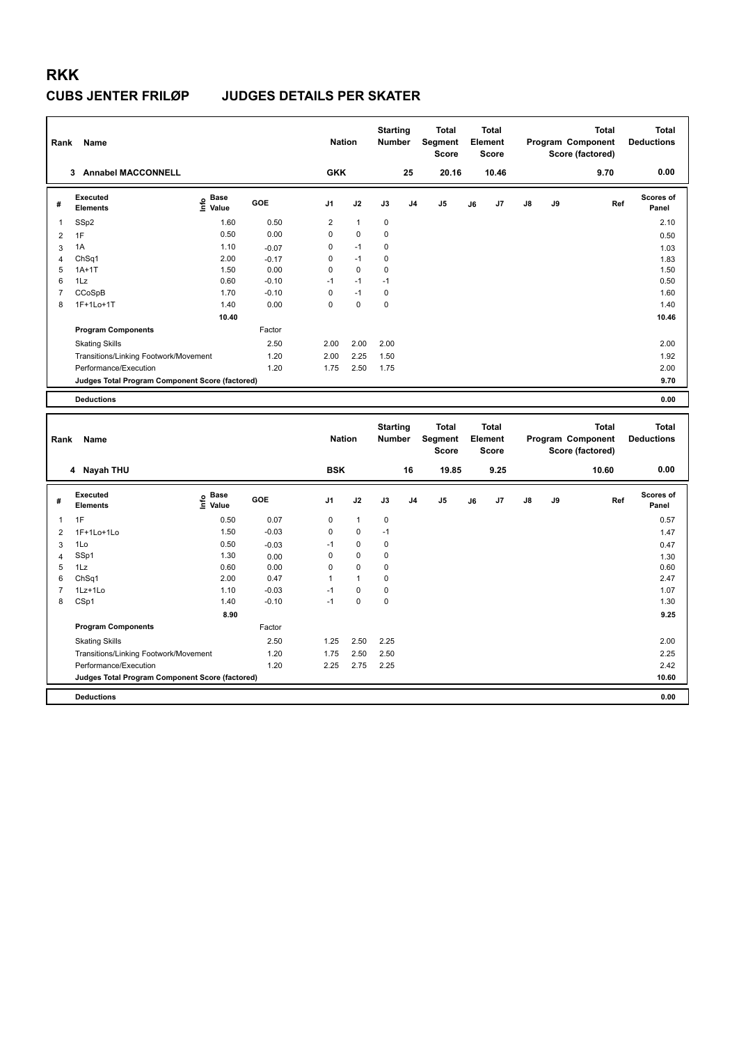# RKK

## CUBS JENTER FRILØP JUDGES DETAILS PER SKATER

| Rank | Name | Nation | Starting Number | Total Segment Score | Total Element Score | Total Program Component Score (factored) | Total Deductions |
|---|---|---|---|---|---|---|---|
| 3 | Annabel MACCONNELL | GKK | 25 | 20.16 | 10.46 | 9.70 | 0.00 |

| # | Executed Elements | Info | Base Value | GOE | J1 | J2 | J3 | J4 | J5 | J6 | J7 | J8 | J9 | Ref | Scores of Panel |
|---|---|---|---|---|---|---|---|---|---|---|---|---|---|---|---|
| 1 | SSp2 | | 1.60 | 0.50 | 2 | 1 | 0 | | | | | | | | 2.10 |
| 2 | 1F | | 0.50 | 0.00 | 0 | 0 | 0 | | | | | | | | 0.50 |
| 3 | 1A | | 1.10 | -0.07 | 0 | -1 | 0 | | | | | | | | 1.03 |
| 4 | ChSq1 | | 2.00 | -0.17 | 0 | -1 | 0 | | | | | | | | 1.83 |
| 5 | 1A+1T | | 1.50 | 0.00 | 0 | 0 | 0 | | | | | | | | 1.50 |
| 6 | 1Lz | | 0.60 | -0.10 | -1 | -1 | -1 | | | | | | | | 0.50 |
| 7 | CCoSpB | | 1.70 | -0.10 | 0 | -1 | 0 | | | | | | | | 1.60 |
| 8 | 1F+1Lo+1T | | 1.40 | 0.00 | 0 | 0 | 0 | | | | | | | | 1.40 |
| | | | 10.40 | | | | | | | | | | | | 10.46 |
| | **Program Components** | | | Factor | | | | | | | | | | | |
| | Skating Skills | | | 2.50 | 2.00 | 2.00 | 2.00 | | | | | | | | 2.00 |
| | Transitions/Linking Footwork/Movement | | | 1.20 | 2.00 | 2.25 | 1.50 | | | | | | | | 1.92 |
| | Performance/Execution | | | 1.20 | 1.75 | 2.50 | 1.75 | | | | | | | | 2.00 |
| | **Judges Total Program Component Score (factored)** | | | | | | | | | | | | | | 9.70 |
| | **Deductions** | | | | | | | | | | | | | | 0.00 |

| Rank | Name | Nation | Starting Number | Total Segment Score | Total Element Score | Total Program Component Score (factored) | Total Deductions |
|---|---|---|---|---|---|---|---|
| 4 | Nayah THU | BSK | 16 | 19.85 | 9.25 | 10.60 | 0.00 |

| # | Executed Elements | Info | Base Value | GOE | J1 | J2 | J3 | J4 | J5 | J6 | J7 | J8 | J9 | Ref | Scores of Panel |
|---|---|---|---|---|---|---|---|---|---|---|---|---|---|---|---|
| 1 | 1F | | 0.50 | 0.07 | 0 | 1 | 0 | | | | | | | | 0.57 |
| 2 | 1F+1Lo+1Lo | | 1.50 | -0.03 | 0 | 0 | -1 | | | | | | | | 1.47 |
| 3 | 1Lo | | 0.50 | -0.03 | -1 | 0 | 0 | | | | | | | | 0.47 |
| 4 | SSp1 | | 1.30 | 0.00 | 0 | 0 | 0 | | | | | | | | 1.30 |
| 5 | 1Lz | | 0.60 | 0.00 | 0 | 0 | 0 | | | | | | | | 0.60 |
| 6 | ChSq1 | | 2.00 | 0.47 | 1 | 1 | 0 | | | | | | | | 2.47 |
| 7 | 1Lz+1Lo | | 1.10 | -0.03 | -1 | 0 | 0 | | | | | | | | 1.07 |
| 8 | CSp1 | | 1.40 | -0.10 | -1 | 0 | 0 | | | | | | | | 1.30 |
| | | | 8.90 | | | | | | | | | | | | 9.25 |
| | **Program Components** | | | Factor | | | | | | | | | | | |
| | Skating Skills | | | 2.50 | 1.25 | 2.50 | 2.25 | | | | | | | | 2.00 |
| | Transitions/Linking Footwork/Movement | | | 1.20 | 1.75 | 2.50 | 2.50 | | | | | | | | 2.25 |
| | Performance/Execution | | | 1.20 | 2.25 | 2.75 | 2.25 | | | | | | | | 2.42 |
| | **Judges Total Program Component Score (factored)** | | | | | | | | | | | | | | 10.60 |
| | **Deductions** | | | | | | | | | | | | | | 0.00 |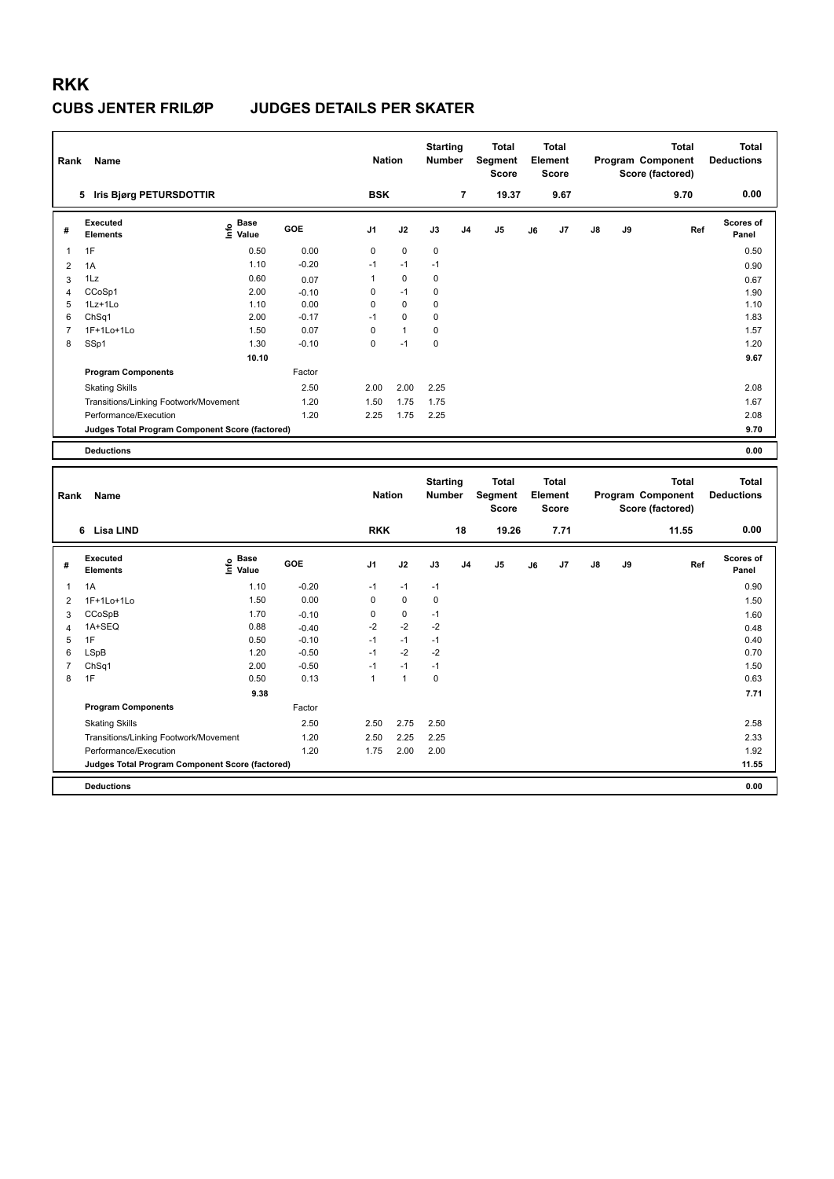# RKK

## CUBS JENTER FRILØP JUDGES DETAILS PER SKATER

| Rank | Name | Nation | Starting Number | Total Segment Score | Total Element Score | Total Program Component Score (factored) | Total Deductions |
|---|---|---|---|---|---|---|---|
| 5 | Iris Bjørg PETURSDOTTIR | BSK | 7 | 19.37 | 9.67 | 9.70 | 0.00 |

| # | Executed Elements | Info | Base Value | GOE | J1 | J2 | J3 | J4 | J5 | J6 | J7 | J8 | J9 | Ref | Scores of Panel |
|---|---|---|---|---|---|---|---|---|---|---|---|---|---|---|---|
| 1 | 1F | | 0.50 | 0.00 | 0 | 0 | 0 | | | | | | | | 0.50 |
| 2 | 1A | | 1.10 | -0.20 | -1 | -1 | -1 | | | | | | | | 0.90 |
| 3 | 1Lz | | 0.60 | 0.07 | 1 | 0 | 0 | | | | | | | | 0.67 |
| 4 | CCoSp1 | | 2.00 | -0.10 | 0 | -1 | 0 | | | | | | | | 1.90 |
| 5 | 1Lz+1Lo | | 1.10 | 0.00 | 0 | 0 | 0 | | | | | | | | 1.10 |
| 6 | ChSq1 | | 2.00 | -0.17 | -1 | 0 | 0 | | | | | | | | 1.83 |
| 7 | 1F+1Lo+1Lo | | 1.50 | 0.07 | 0 | 1 | 0 | | | | | | | | 1.57 |
| 8 | SSp1 | | 1.30 | -0.10 | 0 | -1 | 0 | | | | | | | | 1.20 |
| | | | 10.10 | | | | | | | | | | | | 9.67 |

| Program Components | Factor | J1 | J2 | J3 | Scores of Panel |
|---|---|---|---|---|---|
| Skating Skills | 2.50 | 2.00 | 2.00 | 2.25 | 2.08 |
| Transitions/Linking Footwork/Movement | 1.20 | 1.50 | 1.75 | 1.75 | 1.67 |
| Performance/Execution | 1.20 | 2.25 | 1.75 | 2.25 | 2.08 |
| Judges Total Program Component Score (factored) | | | | | 9.70 |

| Deductions | 0.00 |
|---|---|

| Rank | Name | Nation | Starting Number | Total Segment Score | Total Element Score | Total Program Component Score (factored) | Total Deductions |
|---|---|---|---|---|---|---|---|
| 6 | Lisa LIND | RKK | 18 | 19.26 | 7.71 | 11.55 | 0.00 |

| # | Executed Elements | Info | Base Value | GOE | J1 | J2 | J3 | J4 | J5 | J6 | J7 | J8 | J9 | Ref | Scores of Panel |
|---|---|---|---|---|---|---|---|---|---|---|---|---|---|---|---|
| 1 | 1A | | 1.10 | -0.20 | -1 | -1 | -1 | | | | | | | | 0.90 |
| 2 | 1F+1Lo+1Lo | | 1.50 | 0.00 | 0 | 0 | 0 | | | | | | | | 1.50 |
| 3 | CCoSpB | | 1.70 | -0.10 | 0 | 0 | -1 | | | | | | | | 1.60 |
| 4 | 1A+SEQ | | 0.88 | -0.40 | -2 | -2 | -2 | | | | | | | | 0.48 |
| 5 | 1F | | 0.50 | -0.10 | -1 | -1 | -1 | | | | | | | | 0.40 |
| 6 | LSpB | | 1.20 | -0.50 | -1 | -2 | -2 | | | | | | | | 0.70 |
| 7 | ChSq1 | | 2.00 | -0.50 | -1 | -1 | -1 | | | | | | | | 1.50 |
| 8 | 1F | | 0.50 | 0.13 | 1 | 1 | 0 | | | | | | | | 0.63 |
| | | | 9.38 | | | | | | | | | | | | 7.71 |

| Program Components | Factor | J1 | J2 | J3 | Scores of Panel |
|---|---|---|---|---|---|
| Skating Skills | 2.50 | 2.50 | 2.75 | 2.50 | 2.58 |
| Transitions/Linking Footwork/Movement | 1.20 | 2.50 | 2.25 | 2.25 | 2.33 |
| Performance/Execution | 1.20 | 1.75 | 2.00 | 2.00 | 1.92 |
| Judges Total Program Component Score (factored) | | | | | 11.55 |

| Deductions | 0.00 |
|---|---|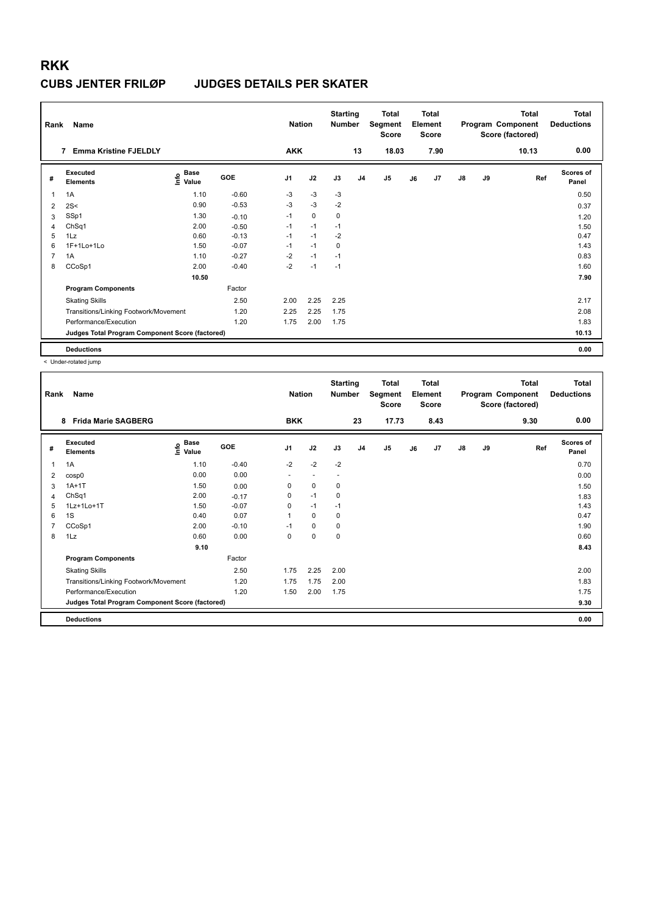# RKK

## CUBS JENTER FRILØP JUDGES DETAILS PER SKATER

| Rank | Name | Nation | Starting Number | Total Segment Score | Total Element Score | Total Program Component Score (factored) | Total Deductions |
|---|---|---|---|---|---|---|---|
| 7 | Emma Kristine FJELDLY | AKK | 13 | 18.03 | 7.90 | 10.13 | 0.00 |

| # | Executed Elements | Info | Base Value | GOE | J1 | J2 | J3 | J4 | J5 | J6 | J7 | J8 | J9 | Ref | Scores of Panel |
|---|---|---|---|---|---|---|---|---|---|---|---|---|---|---|---|
| 1 | 1A | | 1.10 | -0.60 | -3 | -3 | -3 | | | | | | | | 0.50 |
| 2 | 2S< | | 0.90 | -0.53 | -3 | -3 | -2 | | | | | | | | 0.37 |
| 3 | SSp1 | | 1.30 | -0.10 | -1 | 0 | 0 | | | | | | | | 1.20 |
| 4 | ChSq1 | | 2.00 | -0.50 | -1 | -1 | -1 | | | | | | | | 1.50 |
| 5 | 1Lz | | 0.60 | -0.13 | -1 | -1 | -2 | | | | | | | | 0.47 |
| 6 | 1F+1Lo+1Lo | | 1.50 | -0.07 | -1 | -1 | 0 | | | | | | | | 1.43 |
| 7 | 1A | | 1.10 | -0.27 | -2 | -1 | -1 | | | | | | | | 0.83 |
| 8 | CCoSp1 | | 2.00 | -0.40 | -2 | -1 | -1 | | | | | | | | 1.60 |
| | | | 10.50 | | | | | | | | | | | | 7.90 |
| | Program Components | | | Factor | | | | | | | | | | | |
| | Skating Skills | | | 2.50 | 2.00 | 2.25 | 2.25 | | | | | | | | 2.17 |
| | Transitions/Linking Footwork/Movement | | | 1.20 | 2.25 | 2.25 | 1.75 | | | | | | | | 2.08 |
| | Performance/Execution | | | 1.20 | 1.75 | 2.00 | 1.75 | | | | | | | | 1.83 |
| | Judges Total Program Component Score (factored) | | | | | | | | | | | | | | 10.13 |
| | Deductions | | | | | | | | | | | | | | 0.00 |

< Under-rotated jump

| Rank | Name | Nation | Starting Number | Total Segment Score | Total Element Score | Total Program Component Score (factored) | Total Deductions |
|---|---|---|---|---|---|---|---|
| 8 | Frida Marie SAGBERG | BKK | 23 | 17.73 | 8.43 | 9.30 | 0.00 |

| # | Executed Elements | Info | Base Value | GOE | J1 | J2 | J3 | J4 | J5 | J6 | J7 | J8 | J9 | Ref | Scores of Panel |
|---|---|---|---|---|---|---|---|---|---|---|---|---|---|---|---|
| 1 | 1A | | 1.10 | -0.40 | -2 | -2 | -2 | | | | | | | | 0.70 |
| 2 | cosp0 | | 0.00 | 0.00 | - | - | - | | | | | | | | 0.00 |
| 3 | 1A+1T | | 1.50 | 0.00 | 0 | 0 | 0 | | | | | | | | 1.50 |
| 4 | ChSq1 | | 2.00 | -0.17 | 0 | -1 | 0 | | | | | | | | 1.83 |
| 5 | 1Lz+1Lo+1T | | 1.50 | -0.07 | 0 | -1 | -1 | | | | | | | | 1.43 |
| 6 | 1S | | 0.40 | 0.07 | 1 | 0 | 0 | | | | | | | | 0.47 |
| 7 | CCoSp1 | | 2.00 | -0.10 | -1 | 0 | 0 | | | | | | | | 1.90 |
| 8 | 1Lz | | 0.60 | 0.00 | 0 | 0 | 0 | | | | | | | | 0.60 |
| | | | 9.10 | | | | | | | | | | | | 8.43 |
| | Program Components | | | Factor | | | | | | | | | | | |
| | Skating Skills | | | 2.50 | 1.75 | 2.25 | 2.00 | | | | | | | | 2.00 |
| | Transitions/Linking Footwork/Movement | | | 1.20 | 1.75 | 1.75 | 2.00 | | | | | | | | 1.83 |
| | Performance/Execution | | | 1.20 | 1.50 | 2.00 | 1.75 | | | | | | | | 1.75 |
| | Judges Total Program Component Score (factored) | | | | | | | | | | | | | | 9.30 |
| | Deductions | | | | | | | | | | | | | | 0.00 |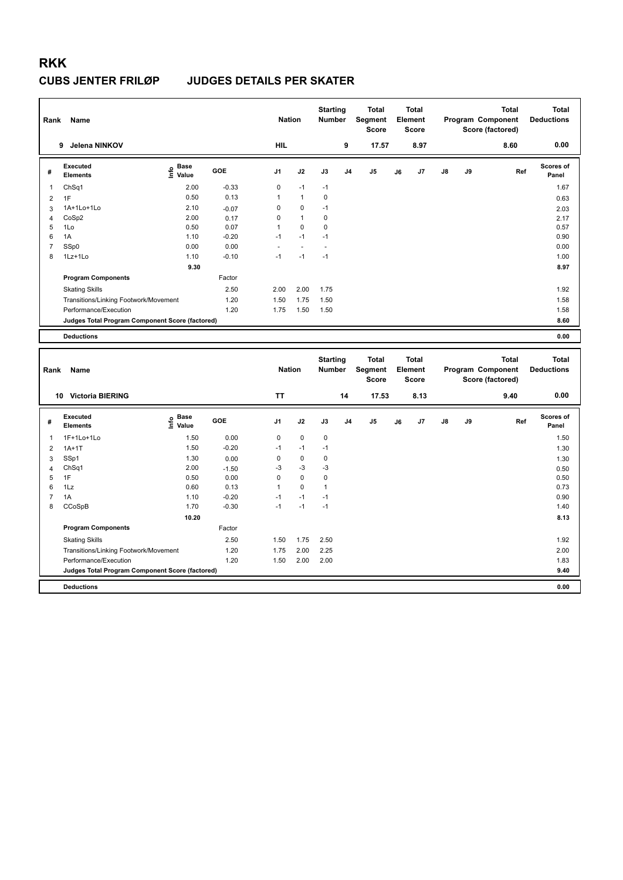# RKK

## CUBS JENTER FRILØP JUDGES DETAILS PER SKATER

| Rank | Name | Nation | Starting Number | Total Segment Score | Total Element Score | Total Program Component Score (factored) | Total Deductions |
|---|---|---|---|---|---|---|---|
| 9 | Jelena NINKOV | HIL | 9 | 17.57 | 8.97 | 8.60 | 0.00 |

| # | Executed Elements | Info | Base Value | GOE | J1 | J2 | J3 | J4 | J5 | J6 | J7 | J8 | J9 | Ref | Scores of Panel |
|---|---|---|---|---|---|---|---|---|---|---|---|---|---|---|---|
| 1 | ChSq1 | | 2.00 | -0.33 | 0 | -1 | -1 | | | | | | | | 1.67 |
| 2 | 1F | | 0.50 | 0.13 | 1 | 1 | 0 | | | | | | | | 0.63 |
| 3 | 1A+1Lo+1Lo | | 2.10 | -0.07 | 0 | 0 | -1 | | | | | | | | 2.03 |
| 4 | CoSp2 | | 2.00 | 0.17 | 0 | 1 | 0 | | | | | | | | 2.17 |
| 5 | 1Lo | | 0.50 | 0.07 | 1 | 0 | 0 | | | | | | | | 0.57 |
| 6 | 1A | | 1.10 | -0.20 | -1 | -1 | -1 | | | | | | | | 0.90 |
| 7 | SSp0 | | 0.00 | 0.00 | - | - | - | | | | | | | | 0.00 |
| 8 | 1Lz+1Lo | | 1.10 | -0.10 | -1 | -1 | -1 | | | | | | | | 1.00 |
| | | | 9.30 | | | | | | | | | | | | 8.97 |
| | Program Components | | | Factor | | | | | | | | | | | |
| | Skating Skills | | | 2.50 | 2.00 | 2.00 | 1.75 | | | | | | | | 1.92 |
| | Transitions/Linking Footwork/Movement | | | 1.20 | 1.50 | 1.75 | 1.50 | | | | | | | | 1.58 |
| | Performance/Execution | | | 1.20 | 1.75 | 1.50 | 1.50 | | | | | | | | 1.58 |
| | Judges Total Program Component Score (factored) | | | | | | | | | | | | | | 8.60 |
| | Deductions | | | | | | | | | | | | | | 0.00 |

| Rank | Name | Nation | Starting Number | Total Segment Score | Total Element Score | Total Program Component Score (factored) | Total Deductions |
|---|---|---|---|---|---|---|---|
| 10 | Victoria BIERING | TT | 14 | 17.53 | 8.13 | 9.40 | 0.00 |

| # | Executed Elements | Info | Base Value | GOE | J1 | J2 | J3 | J4 | J5 | J6 | J7 | J8 | J9 | Ref | Scores of Panel |
|---|---|---|---|---|---|---|---|---|---|---|---|---|---|---|---|
| 1 | 1F+1Lo+1Lo | | 1.50 | 0.00 | 0 | 0 | 0 | | | | | | | | 1.50 |
| 2 | 1A+1T | | 1.50 | -0.20 | -1 | -1 | -1 | | | | | | | | 1.30 |
| 3 | SSp1 | | 1.30 | 0.00 | 0 | 0 | 0 | | | | | | | | 1.30 |
| 4 | ChSq1 | | 2.00 | -1.50 | -3 | -3 | -3 | | | | | | | | 0.50 |
| 5 | 1F | | 0.50 | 0.00 | 0 | 0 | 0 | | | | | | | | 0.50 |
| 6 | 1Lz | | 0.60 | 0.13 | 1 | 0 | 1 | | | | | | | | 0.73 |
| 7 | 1A | | 1.10 | -0.20 | -1 | -1 | -1 | | | | | | | | 0.90 |
| 8 | CCoSpB | | 1.70 | -0.30 | -1 | -1 | -1 | | | | | | | | 1.40 |
| | | | 10.20 | | | | | | | | | | | | 8.13 |
| | Program Components | | | Factor | | | | | | | | | | | |
| | Skating Skills | | | 2.50 | 1.50 | 1.75 | 2.50 | | | | | | | | 1.92 |
| | Transitions/Linking Footwork/Movement | | | 1.20 | 1.75 | 2.00 | 2.25 | | | | | | | | 2.00 |
| | Performance/Execution | | | 1.20 | 1.50 | 2.00 | 2.00 | | | | | | | | 1.83 |
| | Judges Total Program Component Score (factored) | | | | | | | | | | | | | | 9.40 |
| | Deductions | | | | | | | | | | | | | | 0.00 |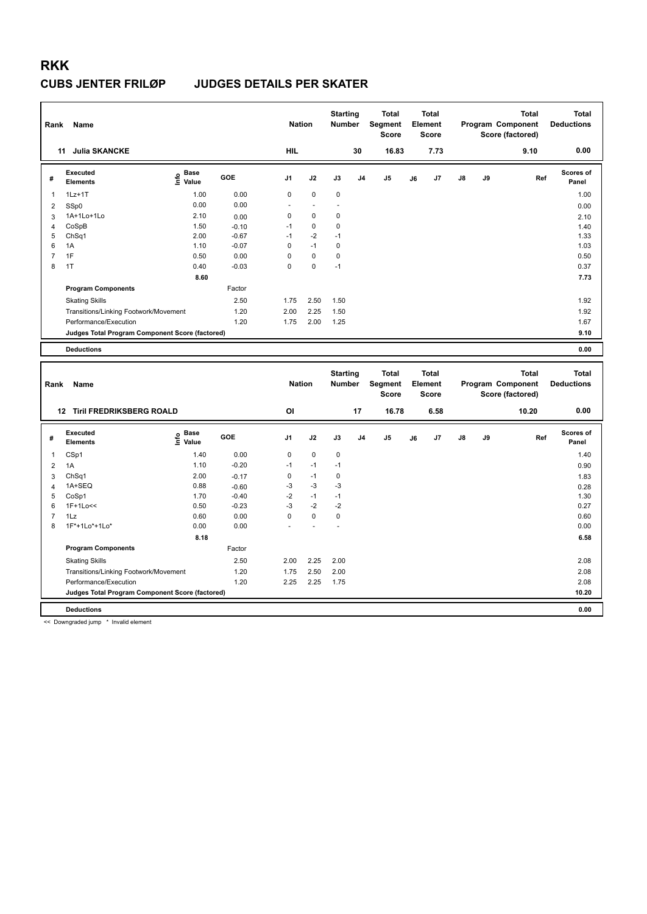# RKK

## CUBS JENTER FRILØP JUDGES DETAILS PER SKATER

| Rank | Name | Nation | Starting Number | Total Segment Score | Total Element Score | Total Program Component Score (factored) | Total Deductions |
|---|---|---|---|---|---|---|---|
| 11 | Julia SKANCKE | HIL | 30 | 16.83 | 7.73 | 9.10 | 0.00 |

| # | Executed Elements | Info | Base Value | GOE | J1 | J2 | J3 | J4 | J5 | J6 | J7 | J8 | J9 | Ref | Scores of Panel |
|---|---|---|---|---|---|---|---|---|---|---|---|---|---|---|---|
| 1 | 1Lz+1T | | 1.00 | 0.00 | 0 | 0 | 0 | | | | | | | | 1.00 |
| 2 | SSp0 | | 0.00 | 0.00 | - | - | - | | | | | | | | 0.00 |
| 3 | 1A+1Lo+1Lo | | 2.10 | 0.00 | 0 | 0 | 0 | | | | | | | | 2.10 |
| 4 | CoSpB | | 1.50 | -0.10 | -1 | 0 | 0 | | | | | | | | 1.40 |
| 5 | ChSq1 | | 2.00 | -0.67 | -1 | -2 | -1 | | | | | | | | 1.33 |
| 6 | 1A | | 1.10 | -0.07 | 0 | -1 | 0 | | | | | | | | 1.03 |
| 7 | 1F | | 0.50 | 0.00 | 0 | 0 | 0 | | | | | | | | 0.50 |
| 8 | 1T | | 0.40 | -0.03 | 0 | 0 | -1 | | | | | | | | 0.37 |
| | | | 8.60 | | | | | | | | | | | | 7.73 |
| | **Program Components** | | | Factor | | | | | | | | | | | |
| | Skating Skills | | | 2.50 | 1.75 | 2.50 | 1.50 | | | | | | | | 1.92 |
| | Transitions/Linking Footwork/Movement | | | 1.20 | 2.00 | 2.25 | 1.50 | | | | | | | | 1.92 |
| | Performance/Execution | | | 1.20 | 1.75 | 2.00 | 1.25 | | | | | | | | 1.67 |
| | **Judges Total Program Component Score (factored)** | | | | | | | | | | | | | | 9.10 |
| | **Deductions** | | | | | | | | | | | | | | 0.00 |

| Rank | Name | Nation | Starting Number | Total Segment Score | Total Element Score | Total Program Component Score (factored) | Total Deductions |
|---|---|---|---|---|---|---|---|
| 12 | Tiril FREDRIKSBERG ROALD | OI | 17 | 16.78 | 6.58 | 10.20 | 0.00 |

| # | Executed Elements | Info | Base Value | GOE | J1 | J2 | J3 | J4 | J5 | J6 | J7 | J8 | J9 | Ref | Scores of Panel |
|---|---|---|---|---|---|---|---|---|---|---|---|---|---|---|---|
| 1 | CSp1 | | 1.40 | 0.00 | 0 | 0 | 0 | | | | | | | | 1.40 |
| 2 | 1A | | 1.10 | -0.20 | -1 | -1 | -1 | | | | | | | | 0.90 |
| 3 | ChSq1 | | 2.00 | -0.17 | 0 | -1 | 0 | | | | | | | | 1.83 |
| 4 | 1A+SEQ | | 0.88 | -0.60 | -3 | -3 | -3 | | | | | | | | 0.28 |
| 5 | CoSp1 | | 1.70 | -0.40 | -2 | -1 | -1 | | | | | | | | 1.30 |
| 6 | 1F+1Lo<< | | 0.50 | -0.23 | -3 | -2 | -2 | | | | | | | | 0.27 |
| 7 | 1Lz | | 0.60 | 0.00 | 0 | 0 | 0 | | | | | | | | 0.60 |
| 8 | 1F*+1Lo*+1Lo* | | 0.00 | 0.00 | - | - | - | | | | | | | | 0.00 |
| | | | 8.18 | | | | | | | | | | | | 6.58 |
| | **Program Components** | | | Factor | | | | | | | | | | | |
| | Skating Skills | | | 2.50 | 2.00 | 2.25 | 2.00 | | | | | | | | 2.08 |
| | Transitions/Linking Footwork/Movement | | | 1.20 | 1.75 | 2.50 | 2.00 | | | | | | | | 2.08 |
| | Performance/Execution | | | 1.20 | 2.25 | 2.25 | 1.75 | | | | | | | | 2.08 |
| | **Judges Total Program Component Score (factored)** | | | | | | | | | | | | | | 10.20 |
| | **Deductions** | | | | | | | | | | | | | | 0.00 |

<< Downgraded jump * Invalid element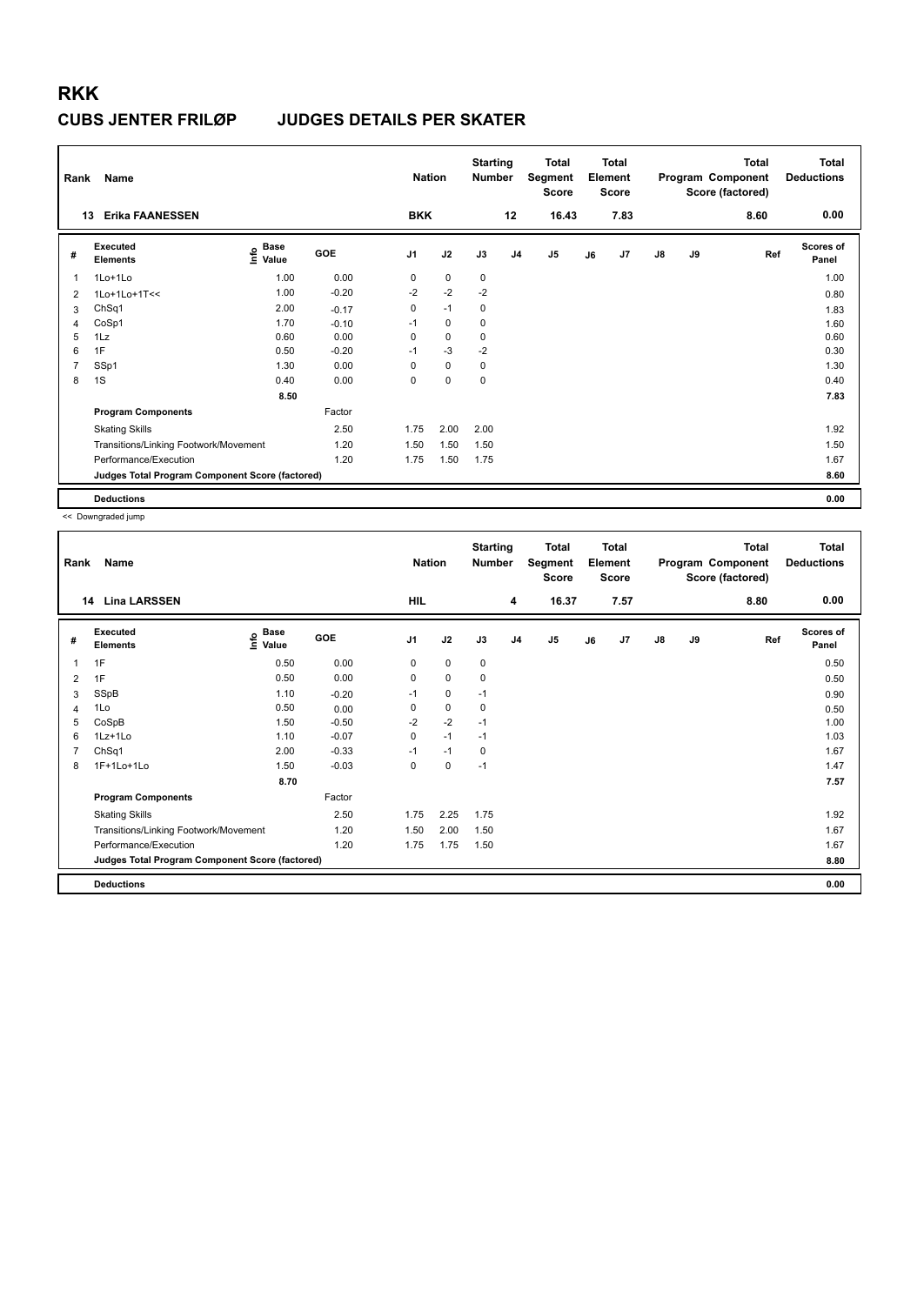# RKK

## CUBS JENTER FRILØP JUDGES DETAILS PER SKATER

| Rank | Name | Nation | Starting Number | Total Segment Score | Total Element Score | Total Program Component Score (factored) | Total Deductions |
|---|---|---|---|---|---|---|---|
| 13 | Erika FAANESSEN | BKK | 12 | 16.43 | 7.83 | 8.60 | 0.00 |

| # | Executed Elements | Info | Base Value | GOE | J1 | J2 | J3 | J4 | J5 | J6 | J7 | J8 | J9 | Ref | Scores of Panel |
|---|---|---|---|---|---|---|---|---|---|---|---|---|---|---|---|
| 1 | 1Lo+1Lo | | 1.00 | 0.00 | 0 | 0 | 0 | | | | | | | | 1.00 |
| 2 | 1Lo+1Lo+1T<< | | 1.00 | -0.20 | -2 | -2 | -2 | | | | | | | | 0.80 |
| 3 | ChSq1 | | 2.00 | -0.17 | 0 | -1 | 0 | | | | | | | | 1.83 |
| 4 | CoSp1 | | 1.70 | -0.10 | -1 | 0 | 0 | | | | | | | | 1.60 |
| 5 | 1Lz | | 0.60 | 0.00 | 0 | 0 | 0 | | | | | | | | 0.60 |
| 6 | 1F | | 0.50 | -0.20 | -1 | -3 | -2 | | | | | | | | 0.30 |
| 7 | SSp1 | | 1.30 | 0.00 | 0 | 0 | 0 | | | | | | | | 1.30 |
| 8 | 1S | | 0.40 | 0.00 | 0 | 0 | 0 | | | | | | | | 0.40 |
| | | | 8.50 | | | | | | | | | | | | 7.83 |
| | **Program Components** | | | Factor | | | | | | | | | | | |
| | Skating Skills | | | 2.50 | 1.75 | 2.00 | 2.00 | | | | | | | | 1.92 |
| | Transitions/Linking Footwork/Movement | | | 1.20 | 1.50 | 1.50 | 1.50 | | | | | | | | 1.50 |
| | Performance/Execution | | | 1.20 | 1.75 | 1.50 | 1.75 | | | | | | | | 1.67 |
| | **Judges Total Program Component Score (factored)** | | | | | | | | | | | | | | 8.60 |
| | **Deductions** | | | | | | | | | | | | | | 0.00 |

<< Downgraded jump

| Rank | Name | Nation | Starting Number | Total Segment Score | Total Element Score | Total Program Component Score (factored) | Total Deductions |
|---|---|---|---|---|---|---|---|
| 14 | Lina LARSSEN | HIL | 4 | 16.37 | 7.57 | 8.80 | 0.00 |

| # | Executed Elements | Info | Base Value | GOE | J1 | J2 | J3 | J4 | J5 | J6 | J7 | J8 | J9 | Ref | Scores of Panel |
|---|---|---|---|---|---|---|---|---|---|---|---|---|---|---|---|
| 1 | 1F | | 0.50 | 0.00 | 0 | 0 | 0 | | | | | | | | 0.50 |
| 2 | 1F | | 0.50 | 0.00 | 0 | 0 | 0 | | | | | | | | 0.50 |
| 3 | SSpB | | 1.10 | -0.20 | -1 | 0 | -1 | | | | | | | | 0.90 |
| 4 | 1Lo | | 0.50 | 0.00 | 0 | 0 | 0 | | | | | | | | 0.50 |
| 5 | CoSpB | | 1.50 | -0.50 | -2 | -2 | -1 | | | | | | | | 1.00 |
| 6 | 1Lz+1Lo | | 1.10 | -0.07 | 0 | -1 | -1 | | | | | | | | 1.03 |
| 7 | ChSq1 | | 2.00 | -0.33 | -1 | -1 | 0 | | | | | | | | 1.67 |
| 8 | 1F+1Lo+1Lo | | 1.50 | -0.03 | 0 | 0 | -1 | | | | | | | | 1.47 |
| | | | 8.70 | | | | | | | | | | | | 7.57 |
| | **Program Components** | | | Factor | | | | | | | | | | | |
| | Skating Skills | | | 2.50 | 1.75 | 2.25 | 1.75 | | | | | | | | 1.92 |
| | Transitions/Linking Footwork/Movement | | | 1.20 | 1.50 | 2.00 | 1.50 | | | | | | | | 1.67 |
| | Performance/Execution | | | 1.20 | 1.75 | 1.75 | 1.50 | | | | | | | | 1.67 |
| | **Judges Total Program Component Score (factored)** | | | | | | | | | | | | | | 8.80 |
| | **Deductions** | | | | | | | | | | | | | | 0.00 |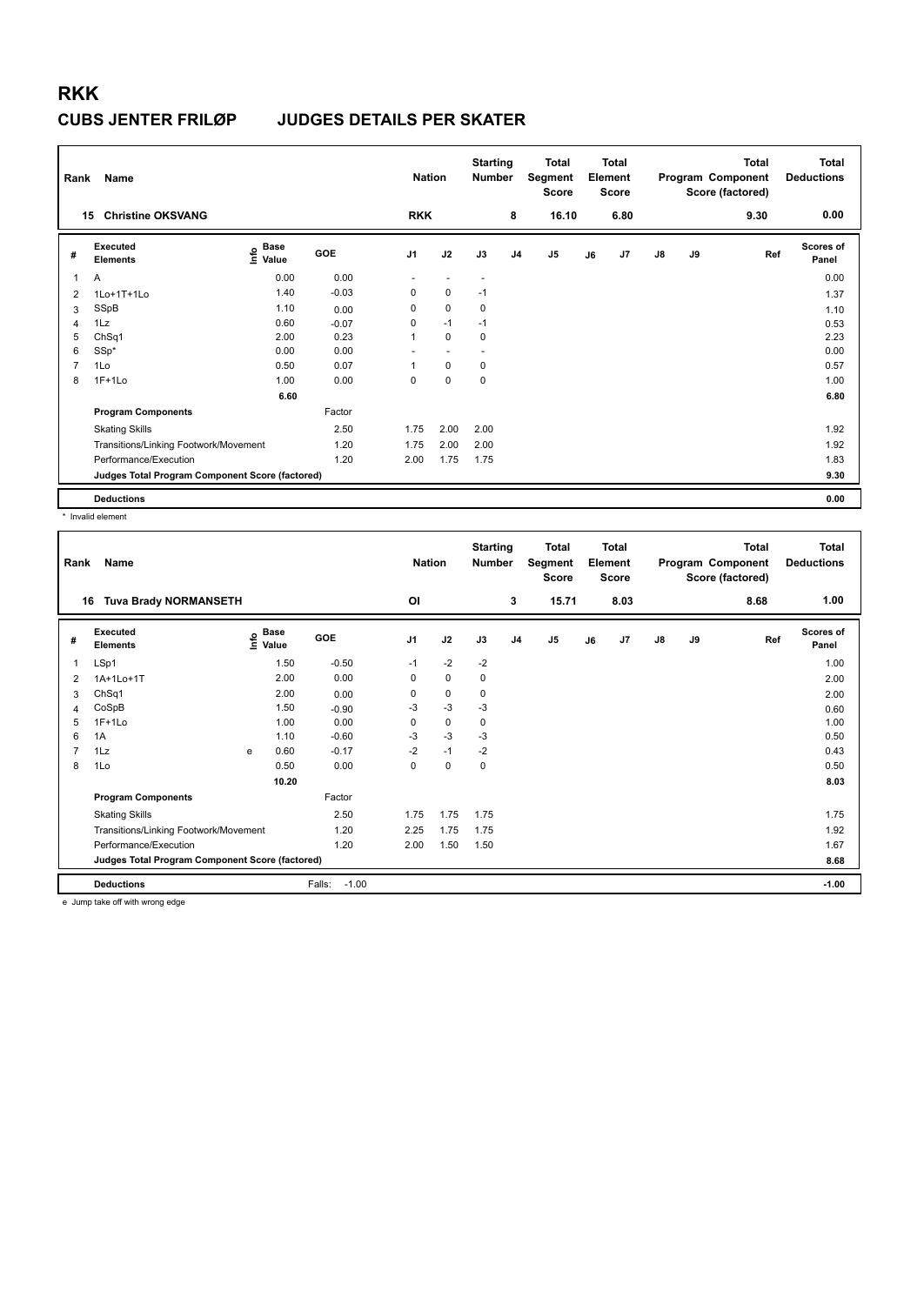# RKK

## CUBS JENTER FRILØP JUDGES DETAILS PER SKATER

| Rank | Name | Nation | Starting Number | Total Segment Score | Total Element Score | Total Program Component Score (factored) | Total Deductions |
|---|---|---|---|---|---|---|---|
| 15 | Christine OKSVANG | RKK | 8 | 16.10 | 6.80 | 9.30 | 0.00 |

| # | Executed Elements | Info | Base Value | GOE | J1 | J2 | J3 | J4 | J5 | J6 | J7 | J8 | J9 | Ref | Scores of Panel |
|---|---|---|---|---|---|---|---|---|---|---|---|---|---|---|---|
| 1 | A | | 0.00 | 0.00 | - | - | - | | | | | | | | 0.00 |
| 2 | 1Lo+1T+1Lo | | 1.40 | -0.03 | 0 | 0 | -1 | | | | | | | | 1.37 |
| 3 | SSpB | | 1.10 | 0.00 | 0 | 0 | 0 | | | | | | | | 1.10 |
| 4 | 1Lz | | 0.60 | -0.07 | 0 | -1 | -1 | | | | | | | | 0.53 |
| 5 | ChSq1 | | 2.00 | 0.23 | 1 | 0 | 0 | | | | | | | | 2.23 |
| 6 | SSp* | | 0.00 | 0.00 | - | - | - | | | | | | | | 0.00 |
| 7 | 1Lo | | 0.50 | 0.07 | 1 | 0 | 0 | | | | | | | | 0.57 |
| 8 | 1F+1Lo | | 1.00 | 0.00 | 0 | 0 | 0 | | | | | | | | 1.00 |
| | | | 6.60 | | | | | | | | | | | | 6.80 |
| | **Program Components** | | | Factor | | | | | | | | | | | |
| | Skating Skills | | | 2.50 | 1.75 | 2.00 | 2.00 | | | | | | | | 1.92 |
| | Transitions/Linking Footwork/Movement | | | 1.20 | 1.75 | 2.00 | 2.00 | | | | | | | | 1.92 |
| | Performance/Execution | | | 1.20 | 2.00 | 1.75 | 1.75 | | | | | | | | 1.83 |
| | **Judges Total Program Component Score (factored)** | | | | | | | | | | | | | | 9.30 |
| | **Deductions** | | | | | | | | | | | | | | 0.00 |

\* Invalid element

| Rank | Name | Nation | Starting Number | Total Segment Score | Total Element Score | Total Program Component Score (factored) | Total Deductions |
|---|---|---|---|---|---|---|---|
| 16 | Tuva Brady NORMANSETH | OI | 3 | 15.71 | 8.03 | 8.68 | 1.00 |

| # | Executed Elements | Info | Base Value | GOE | J1 | J2 | J3 | J4 | J5 | J6 | J7 | J8 | J9 | Ref | Scores of Panel |
|---|---|---|---|---|---|---|---|---|---|---|---|---|---|---|---|
| 1 | LSp1 | | 1.50 | -0.50 | -1 | -2 | -2 | | | | | | | | 1.00 |
| 2 | 1A+1Lo+1T | | 2.00 | 0.00 | 0 | 0 | 0 | | | | | | | | 2.00 |
| 3 | ChSq1 | | 2.00 | 0.00 | 0 | 0 | 0 | | | | | | | | 2.00 |
| 4 | CoSpB | | 1.50 | -0.90 | -3 | -3 | -3 | | | | | | | | 0.60 |
| 5 | 1F+1Lo | | 1.00 | 0.00 | 0 | 0 | 0 | | | | | | | | 1.00 |
| 6 | 1A | | 1.10 | -0.60 | -3 | -3 | -3 | | | | | | | | 0.50 |
| 7 | 1Lz | e | 0.60 | -0.17 | -2 | -1 | -2 | | | | | | | | 0.43 |
| 8 | 1Lo | | 0.50 | 0.00 | 0 | 0 | 0 | | | | | | | | 0.50 |
| | | | 10.20 | | | | | | | | | | | | 8.03 |
| | **Program Components** | | | Factor | | | | | | | | | | | |
| | Skating Skills | | | 2.50 | 1.75 | 1.75 | 1.75 | | | | | | | | 1.75 |
| | Transitions/Linking Footwork/Movement | | | 1.20 | 2.25 | 1.75 | 1.75 | | | | | | | | 1.92 |
| | Performance/Execution | | | 1.20 | 2.00 | 1.50 | 1.50 | | | | | | | | 1.67 |
| | **Judges Total Program Component Score (factored)** | | | | | | | | | | | | | | 8.68 |
| | **Deductions** | | | Falls: -1.00 | | | | | | | | | | | -1.00 |

e Jump take off with wrong edge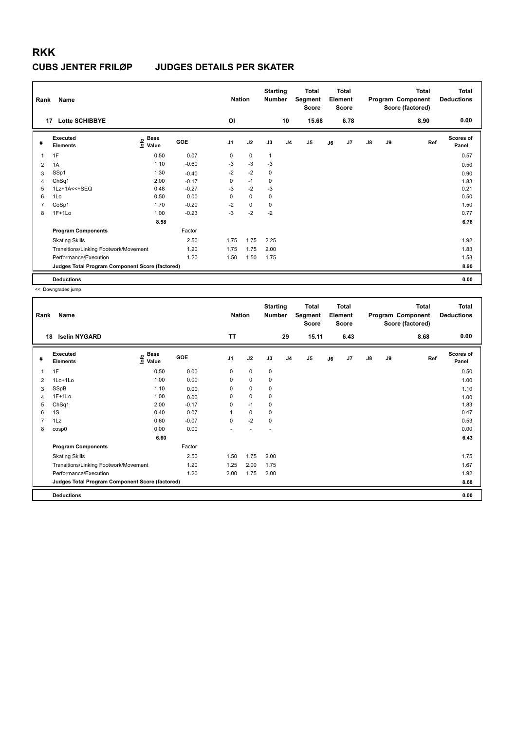# RKK

## CUBS JENTER FRILØP JUDGES DETAILS PER SKATER

| Rank | Name | Nation | Starting Number | Total Segment Score | Total Element Score | Total Program Component Score (factored) | Total Deductions |
|---|---|---|---|---|---|---|---|
| 17 | Lotte SCHIBBYE | OI | 10 | 15.68 | 6.78 | 8.90 | 0.00 |

| # | Executed Elements | Info | Base Value | GOE | J1 | J2 | J3 | J4 | J5 | J6 | J7 | J8 | J9 | Ref | Scores of Panel |
|---|---|---|---|---|---|---|---|---|---|---|---|---|---|---|---|
| 1 | 1F | | 0.50 | 0.07 | 0 | 0 | 1 | | | | | | | | 0.57 |
| 2 | 1A | | 1.10 | -0.60 | -3 | -3 | -3 | | | | | | | | 0.50 |
| 3 | SSp1 | | 1.30 | -0.40 | -2 | -2 | 0 | | | | | | | | 0.90 |
| 4 | ChSq1 | | 2.00 | -0.17 | 0 | -1 | 0 | | | | | | | | 1.83 |
| 5 | 1Lz+1A<<+SEQ | | 0.48 | -0.27 | -3 | -2 | -3 | | | | | | | | 0.21 |
| 6 | 1Lo | | 0.50 | 0.00 | 0 | 0 | 0 | | | | | | | | 0.50 |
| 7 | CoSp1 | | 1.70 | -0.20 | -2 | 0 | 0 | | | | | | | | 1.50 |
| 8 | 1F+1Lo | | 1.00 | -0.23 | -3 | -2 | -2 | | | | | | | | 0.77 |
| | | | 8.58 | | | | | | | | | | | | 6.78 |
| | **Program Components** | | | Factor | | | | | | | | | | | |
| | Skating Skills | | | 2.50 | 1.75 | 1.75 | 2.25 | | | | | | | | 1.92 |
| | Transitions/Linking Footwork/Movement | | | 1.20 | 1.75 | 1.75 | 2.00 | | | | | | | | 1.83 |
| | Performance/Execution | | | 1.20 | 1.50 | 1.50 | 1.75 | | | | | | | | 1.58 |
| | **Judges Total Program Component Score (factored)** | | | | | | | | | | | | | | 8.90 |
| | **Deductions** | | | | | | | | | | | | | | 0.00 |

<< Downgraded jump

| Rank | Name | Nation | Starting Number | Total Segment Score | Total Element Score | Total Program Component Score (factored) | Total Deductions |
|---|---|---|---|---|---|---|---|
| 18 | Iselin NYGARD | TT | 29 | 15.11 | 6.43 | 8.68 | 0.00 |

| # | Executed Elements | Info | Base Value | GOE | J1 | J2 | J3 | J4 | J5 | J6 | J7 | J8 | J9 | Ref | Scores of Panel |
|---|---|---|---|---|---|---|---|---|---|---|---|---|---|---|---|
| 1 | 1F | | 0.50 | 0.00 | 0 | 0 | 0 | | | | | | | | 0.50 |
| 2 | 1Lo+1Lo | | 1.00 | 0.00 | 0 | 0 | 0 | | | | | | | | 1.00 |
| 3 | SSpB | | 1.10 | 0.00 | 0 | 0 | 0 | | | | | | | | 1.10 |
| 4 | 1F+1Lo | | 1.00 | 0.00 | 0 | 0 | 0 | | | | | | | | 1.00 |
| 5 | ChSq1 | | 2.00 | -0.17 | 0 | -1 | 0 | | | | | | | | 1.83 |
| 6 | 1S | | 0.40 | 0.07 | 1 | 0 | 0 | | | | | | | | 0.47 |
| 7 | 1Lz | | 0.60 | -0.07 | 0 | -2 | 0 | | | | | | | | 0.53 |
| 8 | cosp0 | | 0.00 | 0.00 | - | - | - | | | | | | | | 0.00 |
| | | | 6.60 | | | | | | | | | | | | 6.43 |
| | **Program Components** | | | Factor | | | | | | | | | | | |
| | Skating Skills | | | 2.50 | 1.50 | 1.75 | 2.00 | | | | | | | | 1.75 |
| | Transitions/Linking Footwork/Movement | | | 1.20 | 1.25 | 2.00 | 1.75 | | | | | | | | 1.67 |
| | Performance/Execution | | | 1.20 | 2.00 | 1.75 | 2.00 | | | | | | | | 1.92 |
| | **Judges Total Program Component Score (factored)** | | | | | | | | | | | | | | 8.68 |
| | **Deductions** | | | | | | | | | | | | | | 0.00 |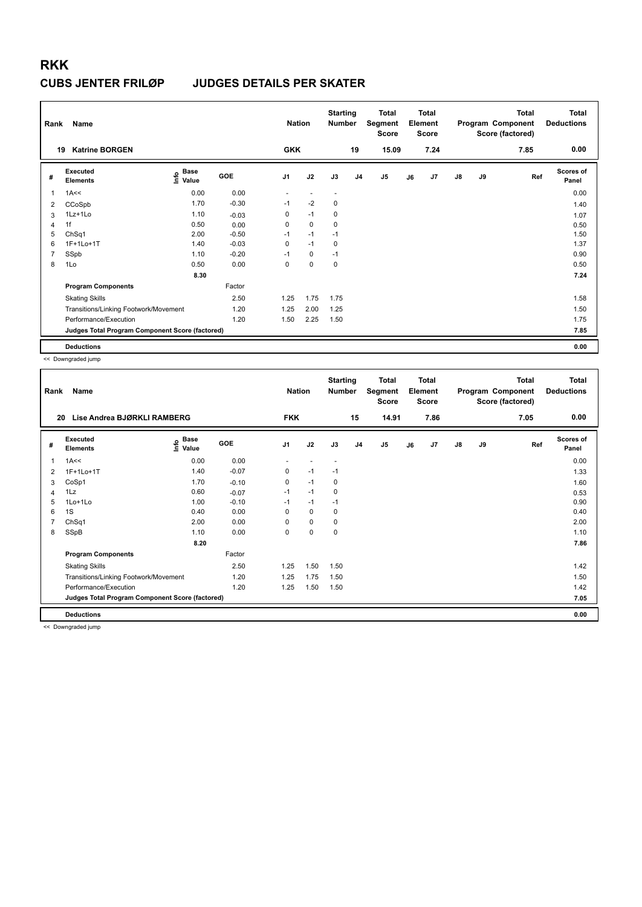# RKK

## CUBS JENTER FRILØP JUDGES DETAILS PER SKATER

| Rank | Name | Nation | Starting Number | Total Segment Score | Total Element Score | Total Program Component Score (factored) | Total Deductions |
|---|---|---|---|---|---|---|---|
| 19 | Katrine BORGEN | GKK | 19 | 15.09 | 7.24 | 7.85 | 0.00 |

| # | Executed Elements | Info | Base Value | GOE | J1 | J2 | J3 | J4 | J5 | J6 | J7 | J8 | J9 | Ref | Scores of Panel |
|---|---|---|---|---|---|---|---|---|---|---|---|---|---|---|---|
| 1 | 1A<< | | 0.00 | 0.00 | - | - | - | | | | | | | | 0.00 |
| 2 | CCoSpb | | 1.70 | -0.30 | -1 | -2 | 0 | | | | | | | | 1.40 |
| 3 | 1Lz+1Lo | | 1.10 | -0.03 | 0 | -1 | 0 | | | | | | | | 1.07 |
| 4 | 1f | | 0.50 | 0.00 | 0 | 0 | 0 | | | | | | | | 0.50 |
| 5 | ChSq1 | | 2.00 | -0.50 | -1 | -1 | -1 | | | | | | | | 1.50 |
| 6 | 1F+1Lo+1T | | 1.40 | -0.03 | 0 | -1 | 0 | | | | | | | | 1.37 |
| 7 | SSpb | | 1.10 | -0.20 | -1 | 0 | -1 | | | | | | | | 0.90 |
| 8 | 1Lo | | 0.50 | 0.00 | 0 | 0 | 0 | | | | | | | | 0.50 |
| | | | 8.30 | | | | | | | | | | | | 7.24 |
| | **Program Components** | | | Factor | | | | | | | | | | | |
| | Skating Skills | | | 2.50 | 1.25 | 1.75 | 1.75 | | | | | | | | 1.58 |
| | Transitions/Linking Footwork/Movement | | | 1.20 | 1.25 | 2.00 | 1.25 | | | | | | | | 1.50 |
| | Performance/Execution | | | 1.20 | 1.50 | 2.25 | 1.50 | | | | | | | | 1.75 |
| | **Judges Total Program Component Score (factored)** | | | | | | | | | | | | | | 7.85 |
| | **Deductions** | | | | | | | | | | | | | | 0.00 |

<< Downgraded jump

| Rank | Name | Nation | Starting Number | Total Segment Score | Total Element Score | Total Program Component Score (factored) | Total Deductions |
|---|---|---|---|---|---|---|---|
| 20 | Lise Andrea BJØRKLI RAMBERG | FKK | 15 | 14.91 | 7.86 | 7.05 | 0.00 |

| # | Executed Elements | Info | Base Value | GOE | J1 | J2 | J3 | J4 | J5 | J6 | J7 | J8 | J9 | Ref | Scores of Panel |
|---|---|---|---|---|---|---|---|---|---|---|---|---|---|---|---|
| 1 | 1A<< | | 0.00 | 0.00 | - | - | - | | | | | | | | 0.00 |
| 2 | 1F+1Lo+1T | | 1.40 | -0.07 | 0 | -1 | -1 | | | | | | | | 1.33 |
| 3 | CoSp1 | | 1.70 | -0.10 | 0 | -1 | 0 | | | | | | | | 1.60 |
| 4 | 1Lz | | 0.60 | -0.07 | -1 | -1 | 0 | | | | | | | | 0.53 |
| 5 | 1Lo+1Lo | | 1.00 | -0.10 | -1 | -1 | -1 | | | | | | | | 0.90 |
| 6 | 1S | | 0.40 | 0.00 | 0 | 0 | 0 | | | | | | | | 0.40 |
| 7 | ChSq1 | | 2.00 | 0.00 | 0 | 0 | 0 | | | | | | | | 2.00 |
| 8 | SSpB | | 1.10 | 0.00 | 0 | 0 | 0 | | | | | | | | 1.10 |
| | | | 8.20 | | | | | | | | | | | | 7.86 |
| | **Program Components** | | | Factor | | | | | | | | | | | |
| | Skating Skills | | | 2.50 | 1.25 | 1.50 | 1.50 | | | | | | | | 1.42 |
| | Transitions/Linking Footwork/Movement | | | 1.20 | 1.25 | 1.75 | 1.50 | | | | | | | | 1.50 |
| | Performance/Execution | | | 1.20 | 1.25 | 1.50 | 1.50 | | | | | | | | 1.42 |
| | **Judges Total Program Component Score (factored)** | | | | | | | | | | | | | | 7.05 |
| | **Deductions** | | | | | | | | | | | | | | 0.00 |

<< Downgraded jump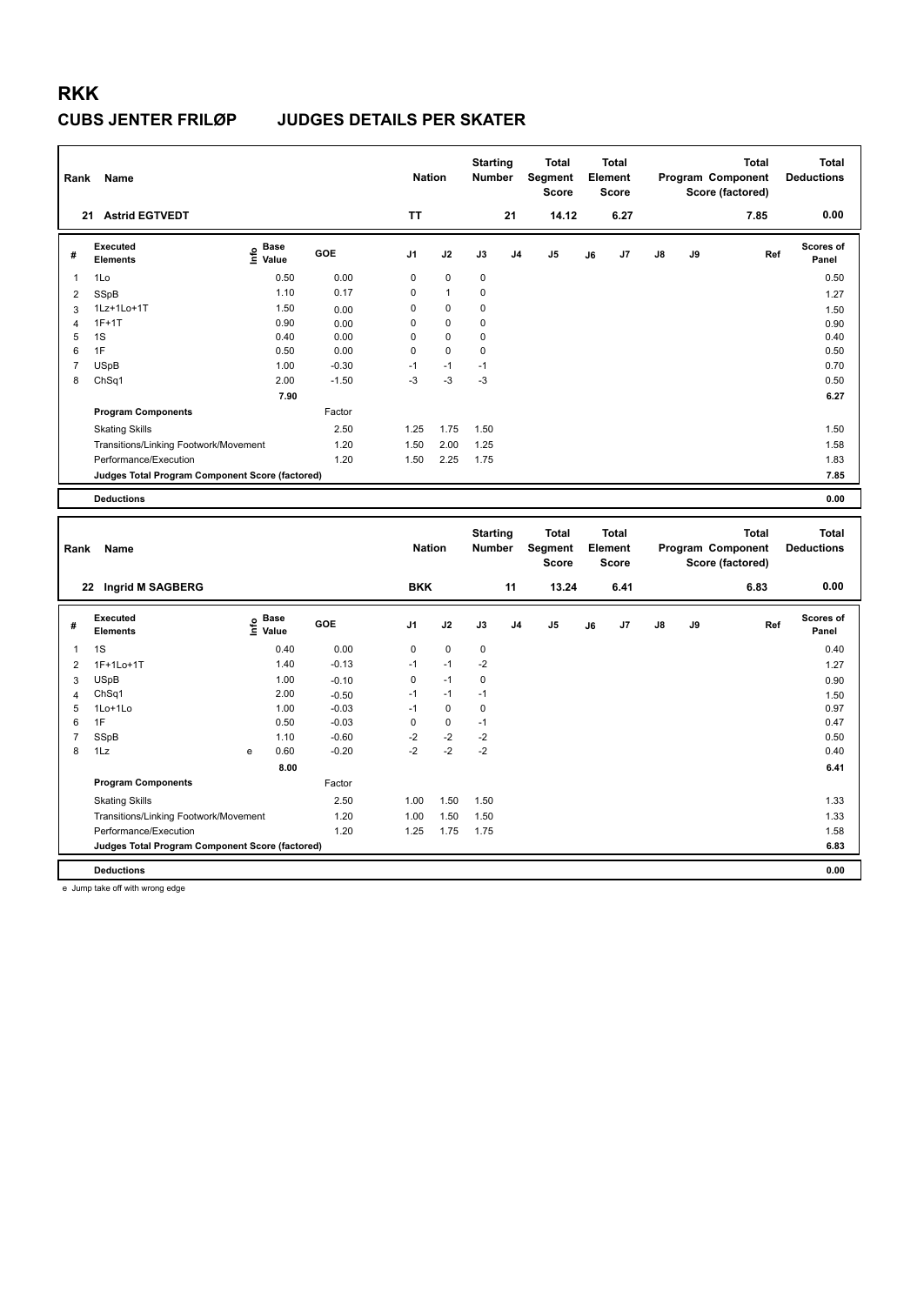# RKK

## CUBS JENTER FRILØP JUDGES DETAILS PER SKATER

| Rank | Name | Nation | Starting Number | Total Segment Score | Total Element Score | Total Program Component Score (factored) | Total Deductions |
|---|---|---|---|---|---|---|---|
| 21 | Astrid EGTVEDT | TT | 21 | 14.12 | 6.27 | 7.85 | 0.00 |

| # | Executed Elements | Info | Base Value | GOE | J1 | J2 | J3 | J4 | J5 | J6 | J7 | J8 | J9 | Ref | Scores of Panel |
|---|---|---|---|---|---|---|---|---|---|---|---|---|---|---|---|
| 1 | 1Lo | | 0.50 | 0.00 | 0 | 0 | 0 | | | | | | | | 0.50 |
| 2 | SSpB | | 1.10 | 0.17 | 0 | 1 | 0 | | | | | | | | 1.27 |
| 3 | 1Lz+1Lo+1T | | 1.50 | 0.00 | 0 | 0 | 0 | | | | | | | | 1.50 |
| 4 | 1F+1T | | 0.90 | 0.00 | 0 | 0 | 0 | | | | | | | | 0.90 |
| 5 | 1S | | 0.40 | 0.00 | 0 | 0 | 0 | | | | | | | | 0.40 |
| 6 | 1F | | 0.50 | 0.00 | 0 | 0 | 0 | | | | | | | | 0.50 |
| 7 | USpB | | 1.00 | -0.30 | -1 | -1 | -1 | | | | | | | | 0.70 |
| 8 | ChSq1 | | 2.00 | -1.50 | -3 | -3 | -3 | | | | | | | | 0.50 |
| | | | 7.90 | | | | | | | | | | | | 6.27 |
| | **Program Components** | | | Factor | | | | | | | | | | | |
| | Skating Skills | | | 2.50 | 1.25 | 1.75 | 1.50 | | | | | | | | 1.50 |
| | Transitions/Linking Footwork/Movement | | | 1.20 | 1.50 | 2.00 | 1.25 | | | | | | | | 1.58 |
| | Performance/Execution | | | 1.20 | 1.50 | 2.25 | 1.75 | | | | | | | | 1.83 |
| | **Judges Total Program Component Score (factored)** | | | | | | | | | | | | | | 7.85 |
| | **Deductions** | | | | | | | | | | | | | | 0.00 |

| Rank | Name | Nation | Starting Number | Total Segment Score | Total Element Score | Total Program Component Score (factored) | Total Deductions |
|---|---|---|---|---|---|---|---|
| 22 | Ingrid M SAGBERG | BKK | 11 | 13.24 | 6.41 | 6.83 | 0.00 |

| # | Executed Elements | Info | Base Value | GOE | J1 | J2 | J3 | J4 | J5 | J6 | J7 | J8 | J9 | Ref | Scores of Panel |
|---|---|---|---|---|---|---|---|---|---|---|---|---|---|---|---|
| 1 | 1S | | 0.40 | 0.00 | 0 | 0 | 0 | | | | | | | | 0.40 |
| 2 | 1F+1Lo+1T | | 1.40 | -0.13 | -1 | -1 | -2 | | | | | | | | 1.27 |
| 3 | USpB | | 1.00 | -0.10 | 0 | -1 | 0 | | | | | | | | 0.90 |
| 4 | ChSq1 | | 2.00 | -0.50 | -1 | -1 | -1 | | | | | | | | 1.50 |
| 5 | 1Lo+1Lo | | 1.00 | -0.03 | -1 | 0 | 0 | | | | | | | | 0.97 |
| 6 | 1F | | 0.50 | -0.03 | 0 | 0 | -1 | | | | | | | | 0.47 |
| 7 | SSpB | | 1.10 | -0.60 | -2 | -2 | -2 | | | | | | | | 0.50 |
| 8 | 1Lz | e | 0.60 | -0.20 | -2 | -2 | -2 | | | | | | | | 0.40 |
| | | | 8.00 | | | | | | | | | | | | 6.41 |
| | **Program Components** | | | Factor | | | | | | | | | | | |
| | Skating Skills | | | 2.50 | 1.00 | 1.50 | 1.50 | | | | | | | | 1.33 |
| | Transitions/Linking Footwork/Movement | | | 1.20 | 1.00 | 1.50 | 1.50 | | | | | | | | 1.33 |
| | Performance/Execution | | | 1.20 | 1.25 | 1.75 | 1.75 | | | | | | | | 1.58 |
| | **Judges Total Program Component Score (factored)** | | | | | | | | | | | | | | 6.83 |
| | **Deductions** | | | | | | | | | | | | | | 0.00 |

e Jump take off with wrong edge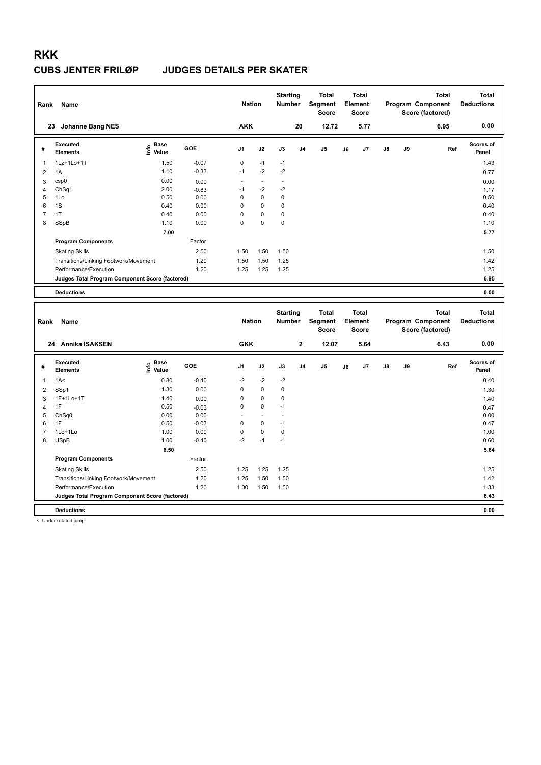# RKK

## CUBS JENTER FRILØP JUDGES DETAILS PER SKATER

| Rank | Name | Nation | Starting Number | Total Segment Score | Total Element Score | Total Program Component Score (factored) | Total Deductions |
|---|---|---|---|---|---|---|---|
| 23 | Johanne Bang NES | AKK | 20 | 12.72 | 5.77 | 6.95 | 0.00 |

| # | Executed Elements | Info | Base Value | GOE | J1 | J2 | J3 | J4 | J5 | J6 | J7 | J8 | J9 | Ref | Scores of Panel |
|---|---|---|---|---|---|---|---|---|---|---|---|---|---|---|---|
| 1 | 1Lz+1Lo+1T | | 1.50 | -0.07 | 0 | -1 | -1 | | | | | | | | 1.43 |
| 2 | 1A | | 1.10 | -0.33 | -1 | -2 | -2 | | | | | | | | 0.77 |
| 3 | csp0 | | 0.00 | 0.00 | - | - | - | | | | | | | | 0.00 |
| 4 | ChSq1 | | 2.00 | -0.83 | -1 | -2 | -2 | | | | | | | | 1.17 |
| 5 | 1Lo | | 0.50 | 0.00 | 0 | 0 | 0 | | | | | | | | 0.50 |
| 6 | 1S | | 0.40 | 0.00 | 0 | 0 | 0 | | | | | | | | 0.40 |
| 7 | 1T | | 0.40 | 0.00 | 0 | 0 | 0 | | | | | | | | 0.40 |
| 8 | SSpB | | 1.10 | 0.00 | 0 | 0 | 0 | | | | | | | | 1.10 |
| | | | 7.00 | | | | | | | | | | | | 5.77 |

| Program Components | Factor | J1 | J2 | J3 | Scores of Panel |
|---|---|---|---|---|---|
| Skating Skills | 2.50 | 1.50 | 1.50 | 1.50 | 1.50 |
| Transitions/Linking Footwork/Movement | 1.20 | 1.50 | 1.50 | 1.25 | 1.42 |
| Performance/Execution | 1.20 | 1.25 | 1.25 | 1.25 | 1.25 |
| Judges Total Program Component Score (factored) | | | | | 6.95 |
| **Deductions** | | | | | 0.00 |

| Rank | Name | Nation | Starting Number | Total Segment Score | Total Element Score | Total Program Component Score (factored) | Total Deductions |
|---|---|---|---|---|---|---|---|
| 24 | Annika ISAKSEN | GKK | 2 | 12.07 | 5.64 | 6.43 | 0.00 |

| # | Executed Elements | Info | Base Value | GOE | J1 | J2 | J3 | J4 | J5 | J6 | J7 | J8 | J9 | Ref | Scores of Panel |
|---|---|---|---|---|---|---|---|---|---|---|---|---|---|---|---|
| 1 | 1A< | | 0.80 | -0.40 | -2 | -2 | -2 | | | | | | | | 0.40 |
| 2 | SSp1 | | 1.30 | 0.00 | 0 | 0 | 0 | | | | | | | | 1.30 |
| 3 | 1F+1Lo+1T | | 1.40 | 0.00 | 0 | 0 | 0 | | | | | | | | 1.40 |
| 4 | 1F | | 0.50 | -0.03 | 0 | 0 | -1 | | | | | | | | 0.47 |
| 5 | ChSq0 | | 0.00 | 0.00 | - | - | - | | | | | | | | 0.00 |
| 6 | 1F | | 0.50 | -0.03 | 0 | 0 | -1 | | | | | | | | 0.47 |
| 7 | 1Lo+1Lo | | 1.00 | 0.00 | 0 | 0 | 0 | | | | | | | | 1.00 |
| 8 | USpB | | 1.00 | -0.40 | -2 | -1 | -1 | | | | | | | | 0.60 |
| | | | 6.50 | | | | | | | | | | | | 5.64 |

| Program Components | Factor | J1 | J2 | J3 | Scores of Panel |
|---|---|---|---|---|---|
| Skating Skills | 2.50 | 1.25 | 1.25 | 1.25 | 1.25 |
| Transitions/Linking Footwork/Movement | 1.20 | 1.25 | 1.50 | 1.50 | 1.42 |
| Performance/Execution | 1.20 | 1.00 | 1.50 | 1.50 | 1.33 |
| Judges Total Program Component Score (factored) | | | | | 6.43 |
| **Deductions** | | | | | 0.00 |

< Under-rotated jump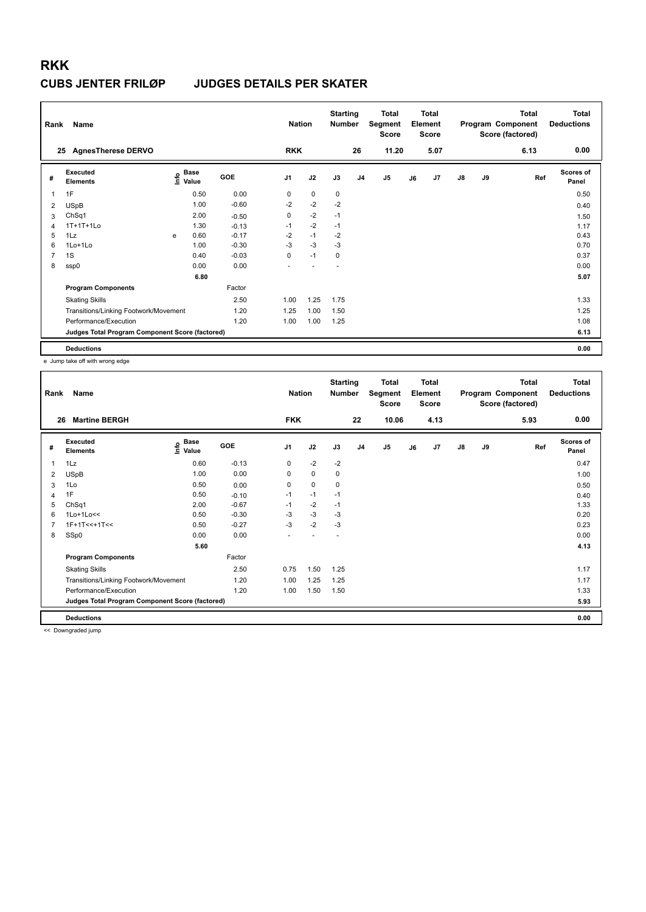# RKK

## CUBS JENTER FRILØP JUDGES DETAILS PER SKATER

| Rank | Name | Nation | Starting Number | Total Segment Score | Total Element Score | Total Program Component Score (factored) | Total Deductions |
|---|---|---|---|---|---|---|---|
| 25 | AgnesTherese DERVO | RKK | 26 | 11.20 | 5.07 | 6.13 | 0.00 |

| # | Executed Elements | Info | Base Value | GOE | J1 | J2 | J3 | J4 | J5 | J6 | J7 | J8 | J9 | Ref | Scores of Panel |
|---|---|---|---|---|---|---|---|---|---|---|---|---|---|---|---|
| 1 | 1F | | 0.50 | 0.00 | 0 | 0 | 0 | | | | | | | | 0.50 |
| 2 | USpB | | 1.00 | -0.60 | -2 | -2 | -2 | | | | | | | | 0.40 |
| 3 | ChSq1 | | 2.00 | -0.50 | 0 | -2 | -1 | | | | | | | | 1.50 |
| 4 | 1T+1T+1Lo | | 1.30 | -0.13 | -1 | -2 | -1 | | | | | | | | 1.17 |
| 5 | 1Lz | e | 0.60 | -0.17 | -2 | -1 | -2 | | | | | | | | 0.43 |
| 6 | 1Lo+1Lo | | 1.00 | -0.30 | -3 | -3 | -3 | | | | | | | | 0.70 |
| 7 | 1S | | 0.40 | -0.03 | 0 | -1 | 0 | | | | | | | | 0.37 |
| 8 | ssp0 | | 0.00 | 0.00 | - | - | - | | | | | | | | 0.00 |
| | | | 6.80 | | | | | | | | | | | | 5.07 |
| | Program Components | | | Factor | | | | | | | | | | | |
| | Skating Skills | | | 2.50 | 1.00 | 1.25 | 1.75 | | | | | | | | 1.33 |
| | Transitions/Linking Footwork/Movement | | | 1.20 | 1.25 | 1.00 | 1.50 | | | | | | | | 1.25 |
| | Performance/Execution | | | 1.20 | 1.00 | 1.00 | 1.25 | | | | | | | | 1.08 |
| | Judges Total Program Component Score (factored) | | | | | | | | | | | | | | 6.13 |
| | Deductions | | | | | | | | | | | | | | 0.00 |

e Jump take off with wrong edge

| Rank | Name | Nation | Starting Number | Total Segment Score | Total Element Score | Total Program Component Score (factored) | Total Deductions |
|---|---|---|---|---|---|---|---|
| 26 | Martine BERGH | FKK | 22 | 10.06 | 4.13 | 5.93 | 0.00 |

| # | Executed Elements | Info | Base Value | GOE | J1 | J2 | J3 | J4 | J5 | J6 | J7 | J8 | J9 | Ref | Scores of Panel |
|---|---|---|---|---|---|---|---|---|---|---|---|---|---|---|---|
| 1 | 1Lz | | 0.60 | -0.13 | 0 | -2 | -2 | | | | | | | | 0.47 |
| 2 | USpB | | 1.00 | 0.00 | 0 | 0 | 0 | | | | | | | | 1.00 |
| 3 | 1Lo | | 0.50 | 0.00 | 0 | 0 | 0 | | | | | | | | 0.50 |
| 4 | 1F | | 0.50 | -0.10 | -1 | -1 | -1 | | | | | | | | 0.40 |
| 5 | ChSq1 | | 2.00 | -0.67 | -1 | -2 | -1 | | | | | | | | 1.33 |
| 6 | 1Lo+1Lo<< | | 0.50 | -0.30 | -3 | -3 | -3 | | | | | | | | 0.20 |
| 7 | 1F+1T<<+1T<< | | 0.50 | -0.27 | -3 | -2 | -3 | | | | | | | | 0.23 |
| 8 | SSp0 | | 0.00 | 0.00 | - | - | - | | | | | | | | 0.00 |
| | | | 5.60 | | | | | | | | | | | | 4.13 |
| | Program Components | | | Factor | | | | | | | | | | | |
| | Skating Skills | | | 2.50 | 0.75 | 1.50 | 1.25 | | | | | | | | 1.17 |
| | Transitions/Linking Footwork/Movement | | | 1.20 | 1.00 | 1.25 | 1.25 | | | | | | | | 1.17 |
| | Performance/Execution | | | 1.20 | 1.00 | 1.50 | 1.50 | | | | | | | | 1.33 |
| | Judges Total Program Component Score (factored) | | | | | | | | | | | | | | 5.93 |
| | Deductions | | | | | | | | | | | | | | 0.00 |

<< Downgraded jump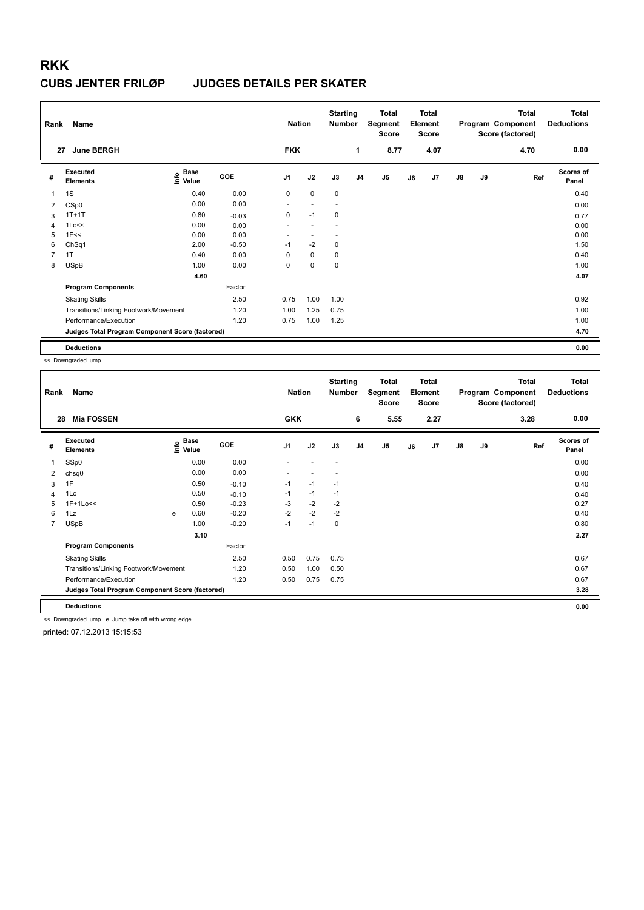# RKK

## CUBS JENTER FRILØP JUDGES DETAILS PER SKATER

| Rank | Name | | | Nation | | Starting Number | | Total Segment Score | | Total Element Score | | | Total Program Component Score (factored) | Total Deductions |
|---|---|---|---|---|---|---|---|---|---|---|---|---|---|---|
| 27 | June BERGH | | | FKK | | 1 | | 8.77 | | 4.07 | | | 4.70 | 0.00 |

| # | Executed Elements | Info | Base Value | GOE | J1 | J2 | J3 | J4 | J5 | J6 | J7 | J8 | J9 | Ref | Scores of Panel |
|---|---|---|---|---|---|---|---|---|---|---|---|---|---|---|---|
| 1 | 1S | | 0.40 | 0.00 | 0 | 0 | 0 | | | | | | | | 0.40 |
| 2 | CSp0 | | 0.00 | 0.00 | - | - | - | | | | | | | | 0.00 |
| 3 | 1T+1T | | 0.80 | -0.03 | 0 | -1 | 0 | | | | | | | | 0.77 |
| 4 | 1Lo<< | | 0.00 | 0.00 | - | - | - | | | | | | | | 0.00 |
| 5 | 1F<< | | 0.00 | 0.00 | - | - | - | | | | | | | | 0.00 |
| 6 | ChSq1 | | 2.00 | -0.50 | -1 | -2 | 0 | | | | | | | | 1.50 |
| 7 | 1T | | 0.40 | 0.00 | 0 | 0 | 0 | | | | | | | | 0.40 |
| 8 | USpB | | 1.00 | 0.00 | 0 | 0 | 0 | | | | | | | | 1.00 |
| | | | 4.60 | | | | | | | | | | | | 4.07 |
| | **Program Components** | | | Factor | | | | | | | | | | | |
| | Skating Skills | | | 2.50 | 0.75 | 1.00 | 1.00 | | | | | | | | 0.92 |
| | Transitions/Linking Footwork/Movement | | | 1.20 | 1.00 | 1.25 | 0.75 | | | | | | | | 1.00 |
| | Performance/Execution | | | 1.20 | 0.75 | 1.00 | 1.25 | | | | | | | | 1.00 |
| | **Judges Total Program Component Score (factored)** | | | | | | | | | | | | | | 4.70 |
| | **Deductions** | | | | | | | | | | | | | | 0.00 |

<< Downgraded jump

| Rank | Name | | | Nation | | Starting Number | | Total Segment Score | | Total Element Score | | | Total Program Component Score (factored) | Total Deductions |
|---|---|---|---|---|---|---|---|---|---|---|---|---|---|---|
| 28 | Mia FOSSEN | | | GKK | | 6 | | 5.55 | | 2.27 | | | 3.28 | 0.00 |

| # | Executed Elements | Info | Base Value | GOE | J1 | J2 | J3 | J4 | J5 | J6 | J7 | J8 | J9 | Ref | Scores of Panel |
|---|---|---|---|---|---|---|---|---|---|---|---|---|---|---|---|
| 1 | SSp0 | | 0.00 | 0.00 | - | - | - | | | | | | | | 0.00 |
| 2 | chsq0 | | 0.00 | 0.00 | - | - | - | | | | | | | | 0.00 |
| 3 | 1F | | 0.50 | -0.10 | -1 | -1 | -1 | | | | | | | | 0.40 |
| 4 | 1Lo | | 0.50 | -0.10 | -1 | -1 | -1 | | | | | | | | 0.40 |
| 5 | 1F+1Lo<< | | 0.50 | -0.23 | -3 | -2 | -2 | | | | | | | | 0.27 |
| 6 | 1Lz | e | 0.60 | -0.20 | -2 | -2 | -2 | | | | | | | | 0.40 |
| 7 | USpB | | 1.00 | -0.20 | -1 | -1 | 0 | | | | | | | | 0.80 |
| | | | 3.10 | | | | | | | | | | | | 2.27 |
| | **Program Components** | | | Factor | | | | | | | | | | | |
| | Skating Skills | | | 2.50 | 0.50 | 0.75 | 0.75 | | | | | | | | 0.67 |
| | Transitions/Linking Footwork/Movement | | | 1.20 | 0.50 | 1.00 | 0.50 | | | | | | | | 0.67 |
| | Performance/Execution | | | 1.20 | 0.50 | 0.75 | 0.75 | | | | | | | | 0.67 |
| | **Judges Total Program Component Score (factored)** | | | | | | | | | | | | | | 3.28 |
| | **Deductions** | | | | | | | | | | | | | | 0.00 |

<< Downgraded jump e Jump take off with wrong edge

printed: 07.12.2013 15:15:53